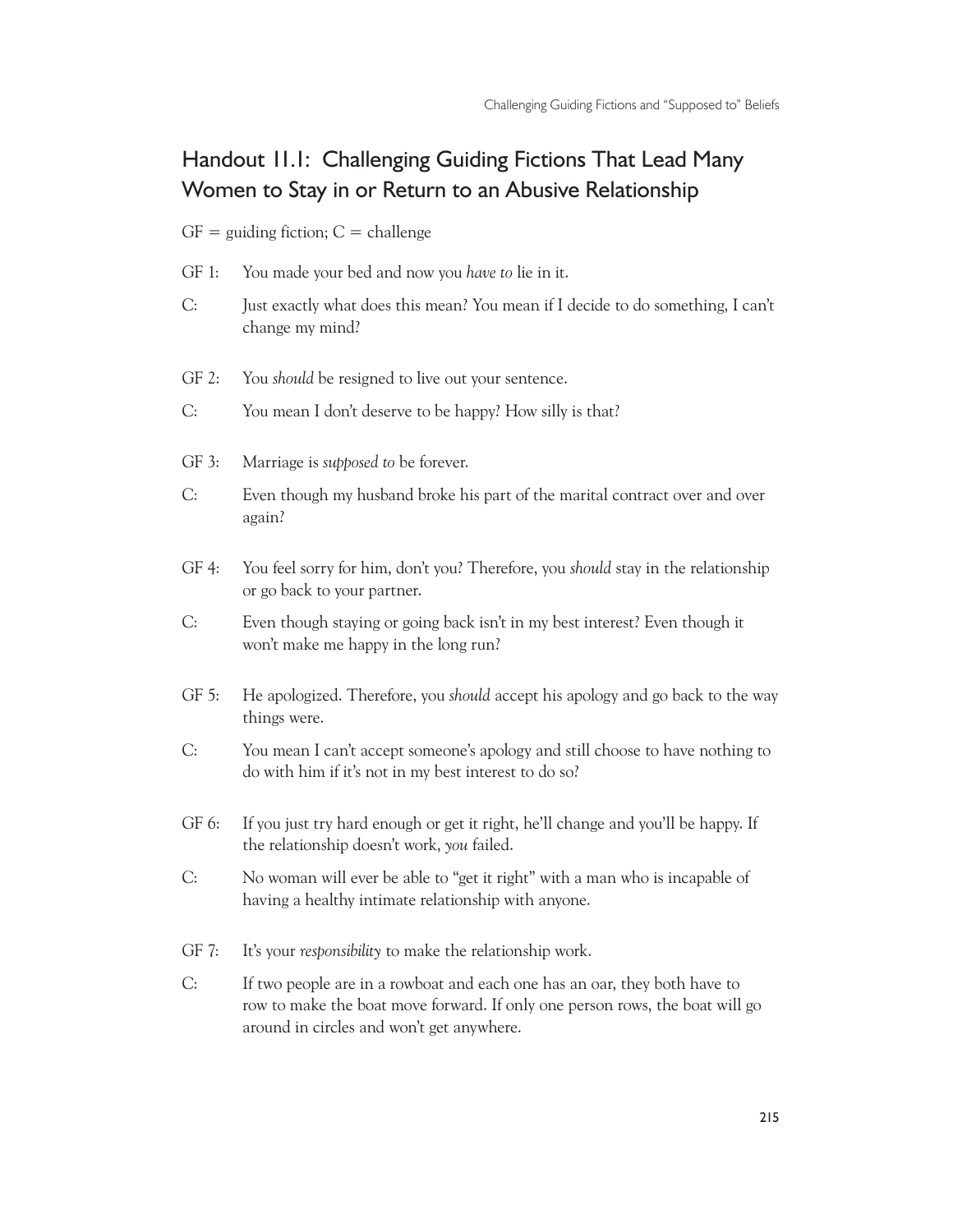## Handout 11.1: Challenging Guiding Fictions That Lead Many Women to Stay in or Return to an Abusive Relationship

GF = guiding fiction; C = challenge

GF 1: You made your bed and now you *have to* lie in it.

C: Just exactly what does this mean? You mean if I decide to do something, I can't change my mind?

GF 2: You *should* be resigned to live out your sentence.

C: You mean I don't deserve to be happy? How silly is that?

GF 3: Marriage is *supposed to* be forever.

C: Even though my husband broke his part of the marital contract over and over again?

GF 4: You feel sorry for him, don't you? Therefore, you *should* stay in the relationship or go back to your partner.

C: Even though staying or going back isn't in my best interest? Even though it won't make me happy in the long run?

GF 5: He apologized. Therefore, you *should* accept his apology and go back to the way things were.

C: You mean I can't accept someone's apology and still choose to have nothing to do with him if it's not in my best interest to do so?

GF 6: If you just try hard enough or get it right, he'll change and you'll be happy. If the relationship doesn't work, *you* failed.

C: No woman will ever be able to "get it right" with a man who is incapable of having a healthy intimate relationship with anyone.

GF 7: It's your *responsibility* to make the relationship work.

C: If two people are in a rowboat and each one has an oar, they both have to row to make the boat move forward. If only one person rows, the boat will go around in circles and won't get anywhere.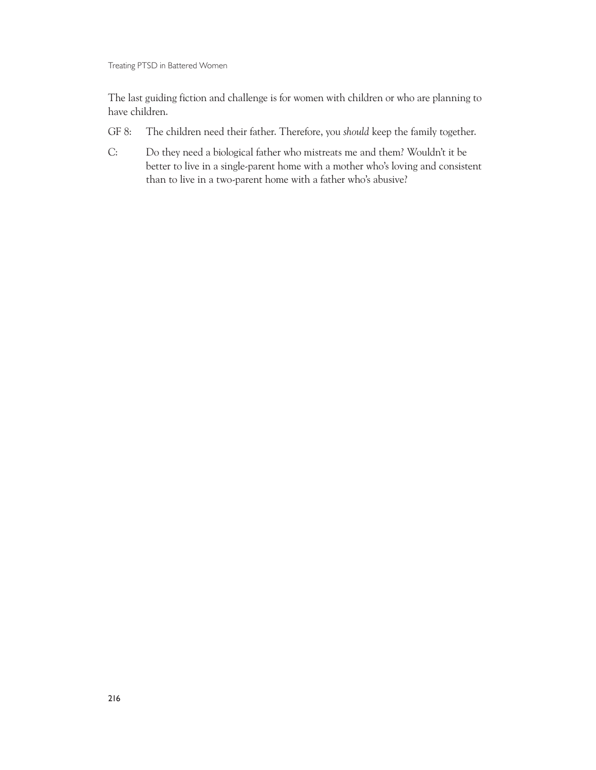The last guiding fiction and challenge is for women with children or who are planning to have children.

GF 8: The children need their father. Therefore, you *should* keep the family together.

C: Do they need a biological father who mistreats me and them? Wouldn't it be better to live in a single-parent home with a mother who's loving and consistent than to live in a two-parent home with a father who's abusive?